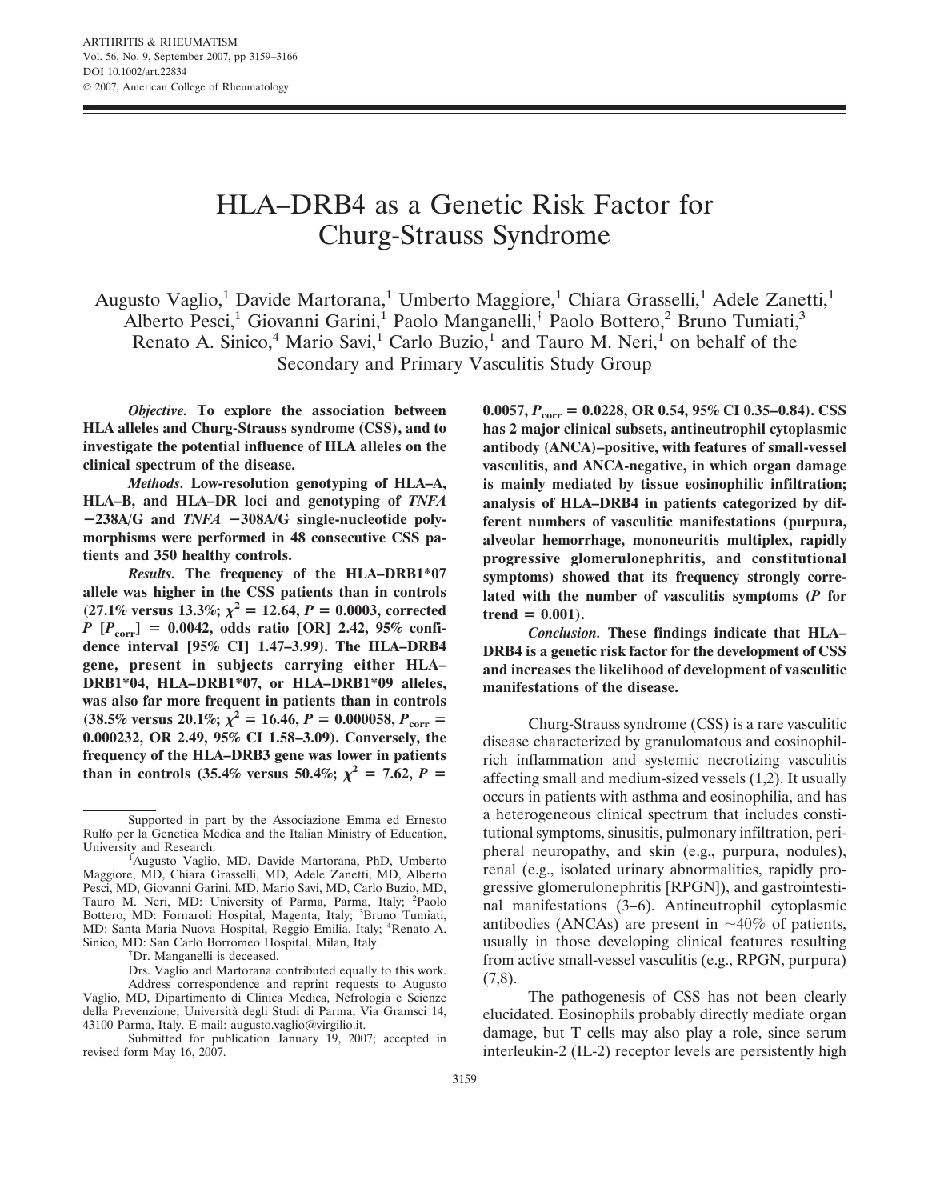# HLA–DRB4 as a Genetic Risk Factor for Churg-Strauss Syndrome

Augusto Vaglio,[1] Davide Martorana,[1] Umberto Maggiore,[1] Chiara Grasselli,[1] Adele Zanetti,[1] Alberto Pesci,[1] Giovanni Garini,[1] Paolo Manganelli,[†] Paolo Bottero,[2] Bruno Tumiati,[3] Renato A. Sinico,[4] Mario Savi,[1] Carlo Buzio,[1] and Tauro M. Neri,[1] on behalf of the Secondary and Primary Vasculitis Study Group

***Objective.*** **To explore the association between HLA alleles and Churg-Strauss syndrome (CSS), and to investigate the potential influence of HLA alleles on the clinical spectrum of the disease.**

***Methods.*** **Low-resolution genotyping of HLA–A, HLA–B, and HLA–DR loci and genotyping of *TNFA* −238A/G and *TNFA* −308A/G single-nucleotide polymorphisms were performed in 48 consecutive CSS patients and 350 healthy controls.**

***Results.*** **The frequency of the HLA–DRB1\*07 allele was higher in the CSS patients than in controls (27.1% versus 13.3%; $\chi^2 = 12.64$, $P = 0.0003$, corrected $P$ [$P_{corr}$] = 0.0042, odds ratio [OR] 2.42, 95% confidence interval [95% CI] 1.47–3.99). The HLA–DRB4 gene, present in subjects carrying either HLA–DRB1\*04, HLA–DRB1\*07, or HLA–DRB1\*09 alleles, was also far more frequent in patients than in controls (38.5% versus 20.1%; $\chi^2 = 16.46$, $P = 0.000058$, $P_{corr} = 0.000232$, OR 2.49, 95% CI 1.58–3.09). Conversely, the frequency of the HLA–DRB3 gene was lower in patients than in controls (35.4% versus 50.4%; $\chi^2 = 7.62$, $P = 0.0057$, $P_{corr} = 0.0228$, OR 0.54, 95% CI 0.35–0.84). CSS has 2 major clinical subsets, antineutrophil cytoplasmic antibody (ANCA)–positive, with features of small-vessel vasculitis, and ANCA-negative, in which organ damage is mainly mediated by tissue eosinophilic infiltration; analysis of HLA–DRB4 in patients categorized by different numbers of vasculitic manifestations (purpura, alveolar hemorrhage, mononeuritis multiplex, rapidly progressive glomerulonephritis, and constitutional symptoms) showed that its frequency strongly correlated with the number of vasculitis symptoms ($P$ for trend = 0.001).**

***Conclusion.*** **These findings indicate that HLA–DRB4 is a genetic risk factor for the development of CSS and increases the likelihood of development of vasculitic manifestations of the disease.**

Churg-Strauss syndrome (CSS) is a rare vasculitic disease characterized by granulomatous and eosinophil-rich inflammation and systemic necrotizing vasculitis affecting small and medium-sized vessels (1,2). It usually occurs in patients with asthma and eosinophilia, and has a heterogeneous clinical spectrum that includes constitutional symptoms, sinusitis, pulmonary infiltration, peripheral neuropathy, and skin (e.g., purpura, nodules), renal (e.g., isolated urinary abnormalities, rapidly progressive glomerulonephritis [RPGN]), and gastrointestinal manifestations (3–6). Antineutrophil cytoplasmic antibodies (ANCAs) are present in ~40% of patients, usually in those developing clinical features resulting from active small-vessel vasculitis (e.g., RPGN, purpura) (7,8).

The pathogenesis of CSS has not been clearly elucidated. Eosinophils probably directly mediate organ damage, but T cells may also play a role, since serum interleukin-2 (IL-2) receptor levels are persistently high

---

Supported in part by the Associazione Emma ed Ernesto Rulfo per la Genetica Medica and the Italian Ministry of Education, University and Research.

[1]Augusto Vaglio, MD, Davide Martorana, PhD, Umberto Maggiore, MD, Chiara Grasselli, MD, Adele Zanetti, MD, Alberto Pesci, MD, Giovanni Garini, MD, Mario Savi, MD, Carlo Buzio, MD, Tauro M. Neri, MD: University of Parma, Parma, Italy; [2]Paolo Bottero, MD: Fornaroli Hospital, Magenta, Italy; [3]Bruno Tumiati, MD: Santa Maria Nuova Hospital, Reggio Emilia, Italy; [4]Renato A. Sinico, MD: San Carlo Borromeo Hospital, Milan, Italy.

[†]Dr. Manganelli is deceased.

Drs. Vaglio and Martorana contributed equally to this work.

Address correspondence and reprint requests to Augusto Vaglio, MD, Dipartimento di Clinica Medica, Nefrologia e Scienze della Prevenzione, Università degli Studi di Parma, Via Gramsci 14, 43100 Parma, Italy. E-mail: augusto.vaglio@virgilio.it.

Submitted for publication January 19, 2007; accepted in revised form May 16, 2007.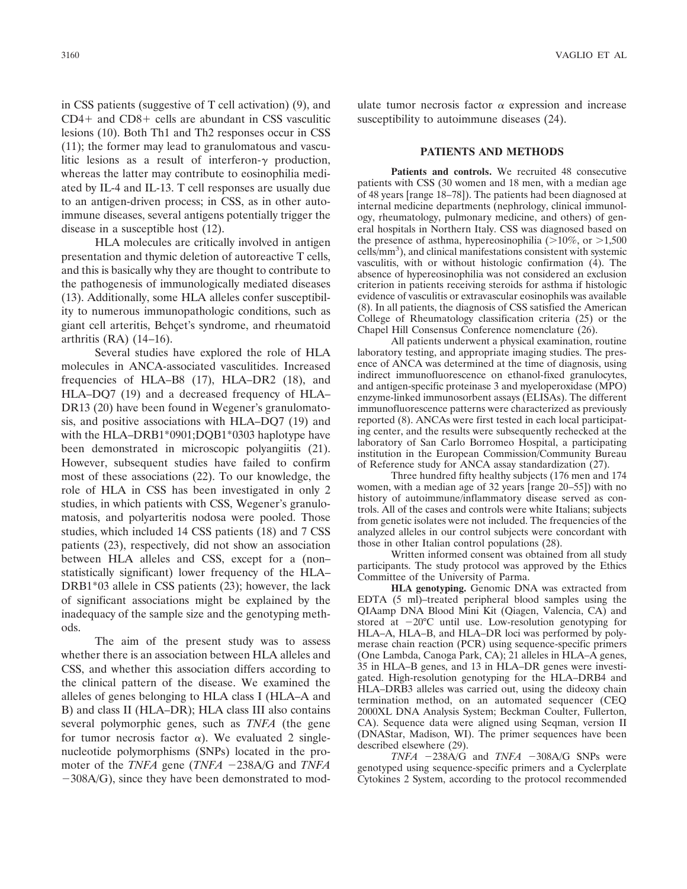in CSS patients (suggestive of T cell activation) (9), and CD4+ and CD8+ cells are abundant in CSS vasculitic lesions (10). Both Th1 and Th2 responses occur in CSS (11); the former may lead to granulomatous and vasculitic lesions as a result of interferon-$\gamma$ production, whereas the latter may contribute to eosinophilia mediated by IL-4 and IL-13. T cell responses are usually due to an antigen-driven process; in CSS, as in other autoimmune diseases, several antigens potentially trigger the disease in a susceptible host (12).

HLA molecules are critically involved in antigen presentation and thymic deletion of autoreactive T cells, and this is basically why they are thought to contribute to the pathogenesis of immunologically mediated diseases (13). Additionally, some HLA alleles confer susceptibility to numerous immunopathologic conditions, such as giant cell arteritis, Behçet's syndrome, and rheumatoid arthritis (RA) (14–16).

Several studies have explored the role of HLA molecules in ANCA-associated vasculitides. Increased frequencies of HLA–B8 (17), HLA–DR2 (18), and HLA–DQ7 (19) and a decreased frequency of HLA–DR13 (20) have been found in Wegener's granulomatosis, and positive associations with HLA–DQ7 (19) and with the HLA–DRB1*0901;DQB1*0303 haplotype have been demonstrated in microscopic polyangiitis (21). However, subsequent studies have failed to confirm most of these associations (22). To our knowledge, the role of HLA in CSS has been investigated in only 2 studies, in which patients with CSS, Wegener's granulomatosis, and polyarteritis nodosa were pooled. Those studies, which included 14 CSS patients (18) and 7 CSS patients (23), respectively, did not show an association between HLA alleles and CSS, except for a (non–statistically significant) lower frequency of the HLA–DRB1*03 allele in CSS patients (23); however, the lack of significant associations might be explained by the inadequacy of the sample size and the genotyping methods.

The aim of the present study was to assess whether there is an association between HLA alleles and CSS, and whether this association differs according to the clinical pattern of the disease. We examined the alleles of genes belonging to HLA class I (HLA–A and B) and class II (HLA–DR); HLA class III also contains several polymorphic genes, such as *TNFA* (the gene for tumor necrosis factor $\alpha$). We evaluated 2 single-nucleotide polymorphisms (SNPs) located in the promoter of the *TNFA* gene (*TNFA* −238A/G and *TNFA* −308A/G), since they have been demonstrated to modulate tumor necrosis factor $\alpha$ expression and increase susceptibility to autoimmune diseases (24).

## PATIENTS AND METHODS

**Patients and controls.** We recruited 48 consecutive patients with CSS (30 women and 18 men, with a median age of 48 years [range 18–78]). The patients had been diagnosed at internal medicine departments (nephrology, clinical immunology, rheumatology, pulmonary medicine, and others) of general hospitals in Northern Italy. CSS was diagnosed based on the presence of asthma, hypereosinophilia (>10%, or >1,500 cells/mm$^3$), and clinical manifestations consistent with systemic vasculitis, with or without histologic confirmation (4). The absence of hypereosinophilia was not considered an exclusion criterion in patients receiving steroids for asthma if histologic evidence of vasculitis or extravascular eosinophils was available (8). In all patients, the diagnosis of CSS satisfied the American College of Rheumatology classification criteria (25) or the Chapel Hill Consensus Conference nomenclature (26).

All patients underwent a physical examination, routine laboratory testing, and appropriate imaging studies. The presence of ANCA was determined at the time of diagnosis, using indirect immunofluorescence on ethanol-fixed granulocytes, and antigen-specific proteinase 3 and myeloperoxidase (MPO) enzyme-linked immunosorbent assays (ELISAs). The different immunofluorescence patterns were characterized as previously reported (8). ANCAs were first tested in each local participating center, and the results were subsequently rechecked at the laboratory of San Carlo Borromeo Hospital, a participating institution in the European Commission/Community Bureau of Reference study for ANCA assay standardization (27).

Three hundred fifty healthy subjects (176 men and 174 women, with a median age of 32 years [range 20–55]) with no history of autoimmune/inflammatory disease served as controls. All of the cases and controls were white Italians; subjects from genetic isolates were not included. The frequencies of the analyzed alleles in our control subjects were concordant with those in other Italian control populations (28).

Written informed consent was obtained from all study participants. The study protocol was approved by the Ethics Committee of the University of Parma.

**HLA genotyping.** Genomic DNA was extracted from EDTA (5 ml)–treated peripheral blood samples using the QIAamp DNA Blood Mini Kit (Qiagen, Valencia, CA) and stored at −20°C until use. Low-resolution genotyping for HLA–A, HLA–B, and HLA–DR loci was performed by polymerase chain reaction (PCR) using sequence-specific primers (One Lambda, Canoga Park, CA); 21 alleles in HLA–A genes, 35 in HLA–B genes, and 13 in HLA–DR genes were investigated. High-resolution genotyping for the HLA–DRB4 and HLA–DRB3 alleles was carried out, using the dideoxy chain termination method, on an automated sequencer (CEQ 2000XL DNA Analysis System; Beckman Coulter, Fullerton, CA). Sequence data were aligned using Seqman, version II (DNAStar, Madison, WI). The primer sequences have been described elsewhere (29).

*TNFA* −238A/G and *TNFA* −308A/G SNPs were genotyped using sequence-specific primers and a Cyclerplate Cytokines 2 System, according to the protocol recommended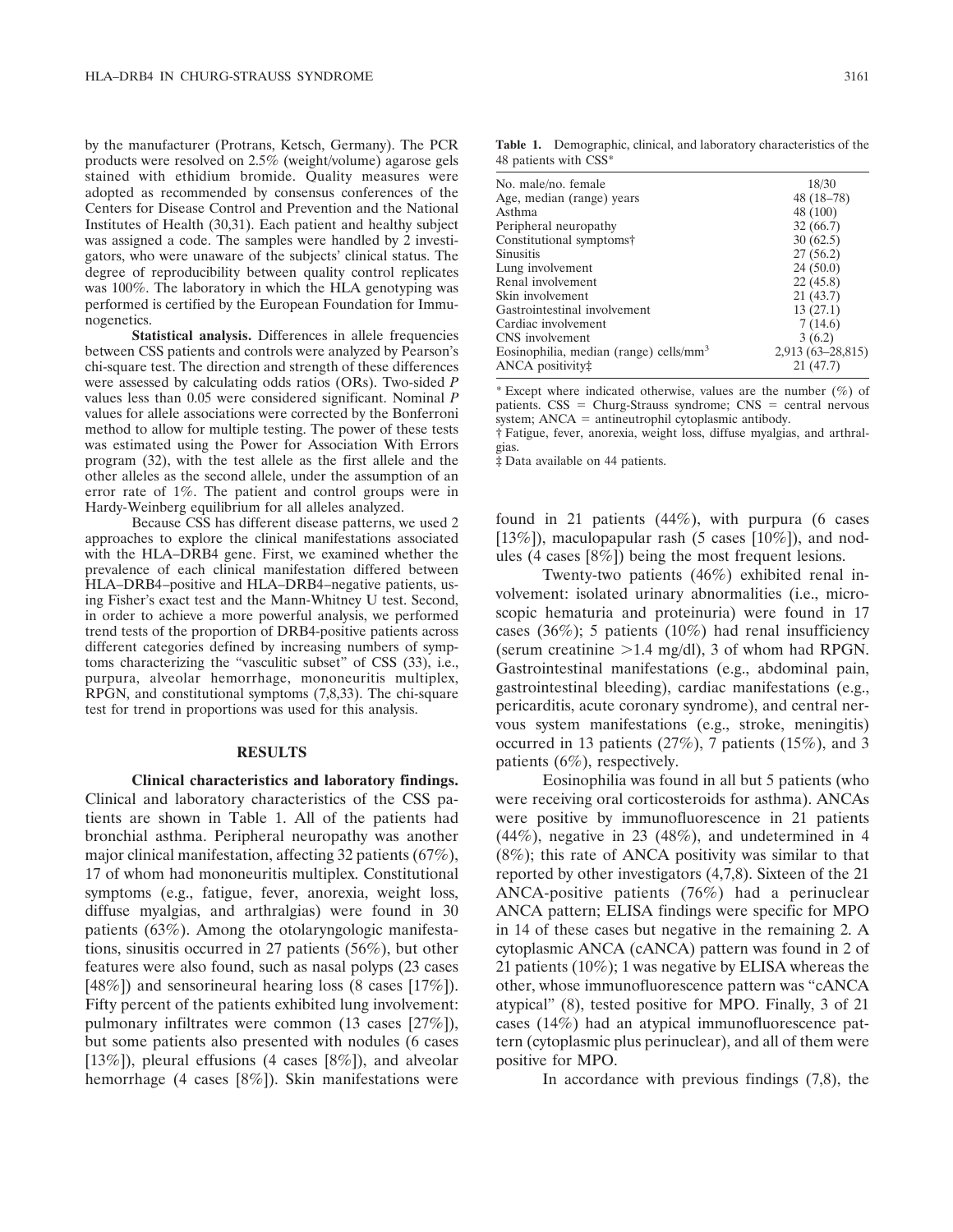by the manufacturer (Protrans, Ketsch, Germany). The PCR products were resolved on 2.5% (weight/volume) agarose gels stained with ethidium bromide. Quality measures were adopted as recommended by consensus conferences of the Centers for Disease Control and Prevention and the National Institutes of Health (30,31). Each patient and healthy subject was assigned a code. The samples were handled by 2 investigators, who were unaware of the subjects' clinical status. The degree of reproducibility between quality control replicates was 100%. The laboratory in which the HLA genotyping was performed is certified by the European Foundation for Immunogenetics.

**Statistical analysis.** Differences in allele frequencies between CSS patients and controls were analyzed by Pearson's chi-square test. The direction and strength of these differences were assessed by calculating odds ratios (ORs). Two-sided *P* values less than 0.05 were considered significant. Nominal *P* values for allele associations were corrected by the Bonferroni method to allow for multiple testing. The power of these tests was estimated using the Power for Association With Errors program (32), with the test allele as the first allele and the other alleles as the second allele, under the assumption of an error rate of 1%. The patient and control groups were in Hardy-Weinberg equilibrium for all alleles analyzed.

Because CSS has different disease patterns, we used 2 approaches to explore the clinical manifestations associated with the HLA–DRB4 gene. First, we examined whether the prevalence of each clinical manifestation differed between HLA–DRB4–positive and HLA–DRB4–negative patients, using Fisher's exact test and the Mann-Whitney U test. Second, in order to achieve a more powerful analysis, we performed trend tests of the proportion of DRB4-positive patients across different categories defined by increasing numbers of symptoms characterizing the "vasculitic subset" of CSS (33), i.e., purpura, alveolar hemorrhage, mononeuritis multiplex, RPGN, and constitutional symptoms (7,8,33). The chi-square test for trend in proportions was used for this analysis.

## RESULTS

**Clinical characteristics and laboratory findings.** Clinical and laboratory characteristics of the CSS patients are shown in Table 1. All of the patients had bronchial asthma. Peripheral neuropathy was another major clinical manifestation, affecting 32 patients (67%), 17 of whom had mononeuritis multiplex. Constitutional symptoms (e.g., fatigue, fever, anorexia, weight loss, diffuse myalgias, and arthralgias) were found in 30 patients (63%). Among the otolaryngologic manifestations, sinusitis occurred in 27 patients (56%), but other features were also found, such as nasal polyps (23 cases [48%]) and sensorineural hearing loss (8 cases [17%]). Fifty percent of the patients exhibited lung involvement: pulmonary infiltrates were common (13 cases [27%]), but some patients also presented with nodules (6 cases [13%]), pleural effusions (4 cases [8%]), and alveolar hemorrhage (4 cases [8%]). Skin manifestations were found in 21 patients (44%), with purpura (6 cases [13%]), maculopapular rash (5 cases [10%]), and nodules (4 cases [8%]) being the most frequent lesions.

**Table 1.** Demographic, clinical, and laboratory characteristics of the 48 patients with CSS*

| | |
|---|---|
| No. male/no. female | 18/30 |
| Age, median (range) years | 48 (18–78) |
| Asthma | 48 (100) |
| Peripheral neuropathy | 32 (66.7) |
| Constitutional symptoms† | 30 (62.5) |
| Sinusitis | 27 (56.2) |
| Lung involvement | 24 (50.0) |
| Renal involvement | 22 (45.8) |
| Skin involvement | 21 (43.7) |
| Gastrointestinal involvement | 13 (27.1) |
| Cardiac involvement | 7 (14.6) |
| CNS involvement | 3 (6.2) |
| Eosinophilia, median (range) cells/mm$^3$ | 2,913 (63–28,815) |
| ANCA positivity‡ | 21 (47.7) |

\* Except where indicated otherwise, values are the number (%) of patients. CSS = Churg-Strauss syndrome; CNS = central nervous system; ANCA = antineutrophil cytoplasmic antibody.
† Fatigue, fever, anorexia, weight loss, diffuse myalgias, and arthralgias.
‡ Data available on 44 patients.

Twenty-two patients (46%) exhibited renal involvement: isolated urinary abnormalities (i.e., microscopic hematuria and proteinuria) were found in 17 cases (36%); 5 patients (10%) had renal insufficiency (serum creatinine >1.4 mg/dl), 3 of whom had RPGN. Gastrointestinal manifestations (e.g., abdominal pain, gastrointestinal bleeding), cardiac manifestations (e.g., pericarditis, acute coronary syndrome), and central nervous system manifestations (e.g., stroke, meningitis) occurred in 13 patients (27%), 7 patients (15%), and 3 patients (6%), respectively.

Eosinophilia was found in all but 5 patients (who were receiving oral corticosteroids for asthma). ANCAs were positive by immunofluorescence in 21 patients (44%), negative in 23 (48%), and undetermined in 4 (8%); this rate of ANCA positivity was similar to that reported by other investigators (4,7,8). Sixteen of the 21 ANCA-positive patients (76%) had a perinuclear ANCA pattern; ELISA findings were specific for MPO in 14 of these cases but negative in the remaining 2. A cytoplasmic ANCA (cANCA) pattern was found in 2 of 21 patients (10%); 1 was negative by ELISA whereas the other, whose immunofluorescence pattern was "cANCA atypical" (8), tested positive for MPO. Finally, 3 of 21 cases (14%) had an atypical immunofluorescence pattern (cytoplasmic plus perinuclear), and all of them were positive for MPO.

In accordance with previous findings (7,8), the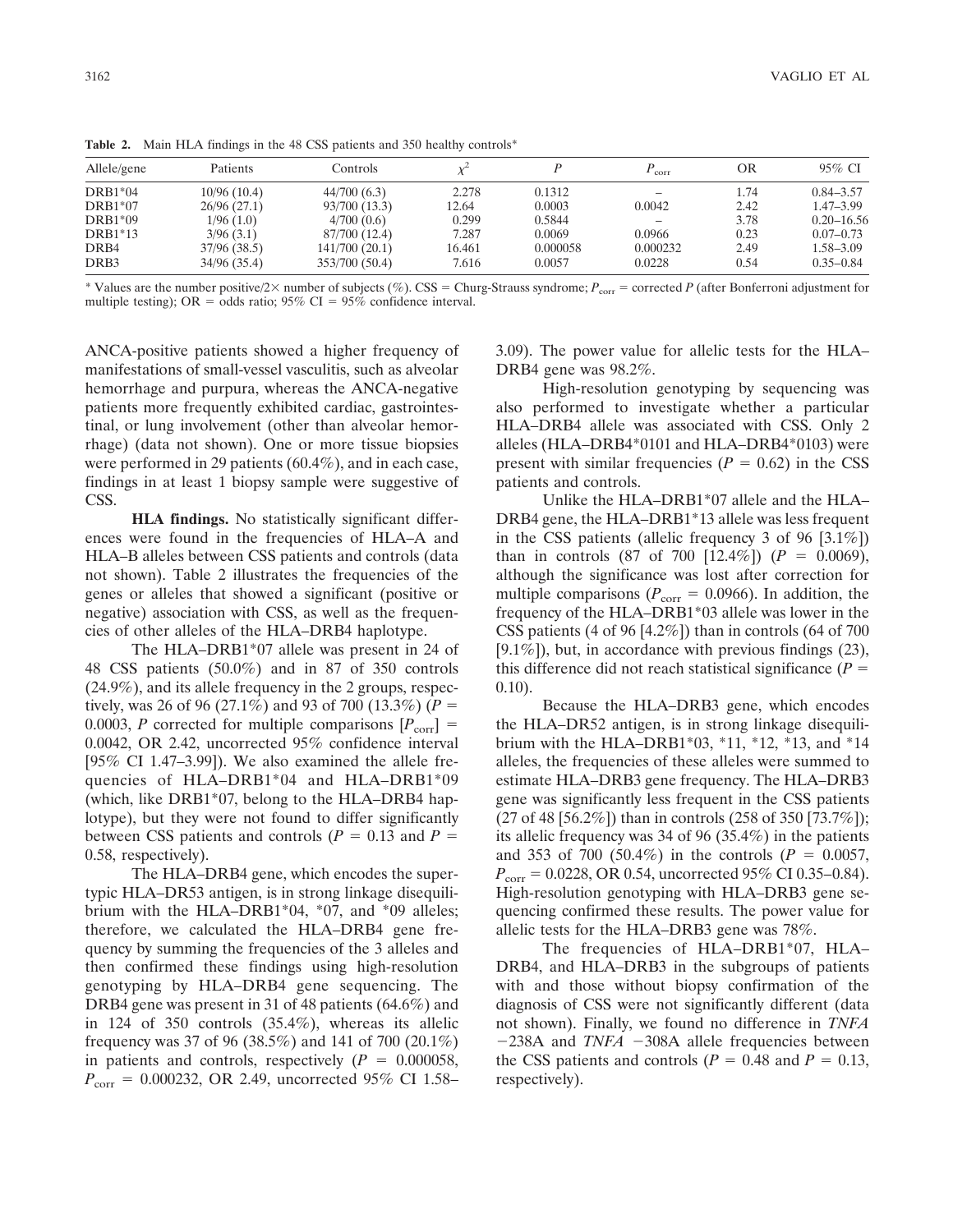**Table 2.** Main HLA findings in the 48 CSS patients and 350 healthy controls*

| Allele/gene | Patients | Controls | $\chi^2$ | $P$ | $P_{corr}$ | OR | 95% CI |
|---|---|---|---|---|---|---|---|
| DRB1*04 | 10/96 (10.4) | 44/700 (6.3) | 2.278 | 0.1312 | – | 1.74 | 0.84–3.57 |
| DRB1*07 | 26/96 (27.1) | 93/700 (13.3) | 12.64 | 0.0003 | 0.0042 | 2.42 | 1.47–3.99 |
| DRB1*09 | 1/96 (1.0) | 4/700 (0.6) | 0.299 | 0.5844 | – | 3.78 | 0.20–16.56 |
| DRB1*13 | 3/96 (3.1) | 87/700 (12.4) | 7.287 | 0.0069 | 0.0966 | 0.23 | 0.07–0.73 |
| DRB4 | 37/96 (38.5) | 141/700 (20.1) | 16.461 | 0.000058 | 0.000232 | 2.49 | 1.58–3.09 |
| DRB3 | 34/96 (35.4) | 353/700 (50.4) | 7.616 | 0.0057 | 0.0228 | 0.54 | 0.35–0.84 |

* Values are the number positive/2× number of subjects (%). CSS = Churg-Strauss syndrome; $P_{corr}$ = corrected $P$ (after Bonferroni adjustment for multiple testing); OR = odds ratio; 95% CI = 95% confidence interval.

ANCA-positive patients showed a higher frequency of manifestations of small-vessel vasculitis, such as alveolar hemorrhage and purpura, whereas the ANCA-negative patients more frequently exhibited cardiac, gastrointestinal, or lung involvement (other than alveolar hemorrhage) (data not shown). One or more tissue biopsies were performed in 29 patients (60.4%), and in each case, findings in at least 1 biopsy sample were suggestive of CSS.

**HLA findings.** No statistically significant differences were found in the frequencies of HLA–A and HLA–B alleles between CSS patients and controls (data not shown). Table 2 illustrates the frequencies of the genes or alleles that showed a significant (positive or negative) association with CSS, as well as the frequencies of other alleles of the HLA–DRB4 haplotype.

The HLA–DRB1*07 allele was present in 24 of 48 CSS patients (50.0%) and in 87 of 350 controls (24.9%), and its allele frequency in the 2 groups, respectively, was 26 of 96 (27.1%) and 93 of 700 (13.3%) ($P$ = 0.0003, $P$ corrected for multiple comparisons [$P_{corr}$] = 0.0042, OR 2.42, uncorrected 95% confidence interval [95% CI 1.47–3.99]). We also examined the allele frequencies of HLA–DRB1*04 and HLA–DRB1*09 (which, like DRB1*07, belong to the HLA–DRB4 haplotype), but they were not found to differ significantly between CSS patients and controls ($P$ = 0.13 and $P$ = 0.58, respectively).

The HLA–DRB4 gene, which encodes the supertypic HLA–DR53 antigen, is in strong linkage disequilibrium with the HLA–DRB1*04, *07, and *09 alleles; therefore, we calculated the HLA–DRB4 gene frequency by summing the frequencies of the 3 alleles and then confirmed these findings using high-resolution genotyping by HLA–DRB4 gene sequencing. The DRB4 gene was present in 31 of 48 patients (64.6%) and in 124 of 350 controls (35.4%), whereas its allelic frequency was 37 of 96 (38.5%) and 141 of 700 (20.1%) in patients and controls, respectively ($P$ = 0.000058, $P_{corr}$ = 0.000232, OR 2.49, uncorrected 95% CI 1.58–3.09). The power value for allelic tests for the HLA–DRB4 gene was 98.2%.

High-resolution genotyping by sequencing was also performed to investigate whether a particular HLA–DRB4 allele was associated with CSS. Only 2 alleles (HLA–DRB4*0101 and HLA–DRB4*0103) were present with similar frequencies ($P$ = 0.62) in the CSS patients and controls.

Unlike the HLA–DRB1*07 allele and the HLA–DRB4 gene, the HLA–DRB1*13 allele was less frequent in the CSS patients (allelic frequency 3 of 96 [3.1%]) than in controls (87 of 700 [12.4%]) ($P$ = 0.0069), although the significance was lost after correction for multiple comparisons ($P_{corr}$ = 0.0966). In addition, the frequency of the HLA–DRB1*03 allele was lower in the CSS patients (4 of 96 [4.2%]) than in controls (64 of 700 [9.1%]), but, in accordance with previous findings (23), this difference did not reach statistical significance ($P$ = 0.10).

Because the HLA–DRB3 gene, which encodes the HLA–DR52 antigen, is in strong linkage disequilibrium with the HLA–DRB1*03, *11, *12, *13, and *14 alleles, the frequencies of these alleles were summed to estimate HLA–DRB3 gene frequency. The HLA–DRB3 gene was significantly less frequent in the CSS patients (27 of 48 [56.2%]) than in controls (258 of 350 [73.7%]); its allelic frequency was 34 of 96 (35.4%) in the patients and 353 of 700 (50.4%) in the controls ($P$ = 0.0057, $P_{corr}$ = 0.0228, OR 0.54, uncorrected 95% CI 0.35–0.84). High-resolution genotyping with HLA–DRB3 gene sequencing confirmed these results. The power value for allelic tests for the HLA–DRB3 gene was 78%.

The frequencies of HLA–DRB1*07, HLA–DRB4, and HLA–DRB3 in the subgroups of patients with and those without biopsy confirmation of the diagnosis of CSS were not significantly different (data not shown). Finally, we found no difference in *TNFA* −238A and *TNFA* −308A allele frequencies between the CSS patients and controls ($P$ = 0.48 and $P$ = 0.13, respectively).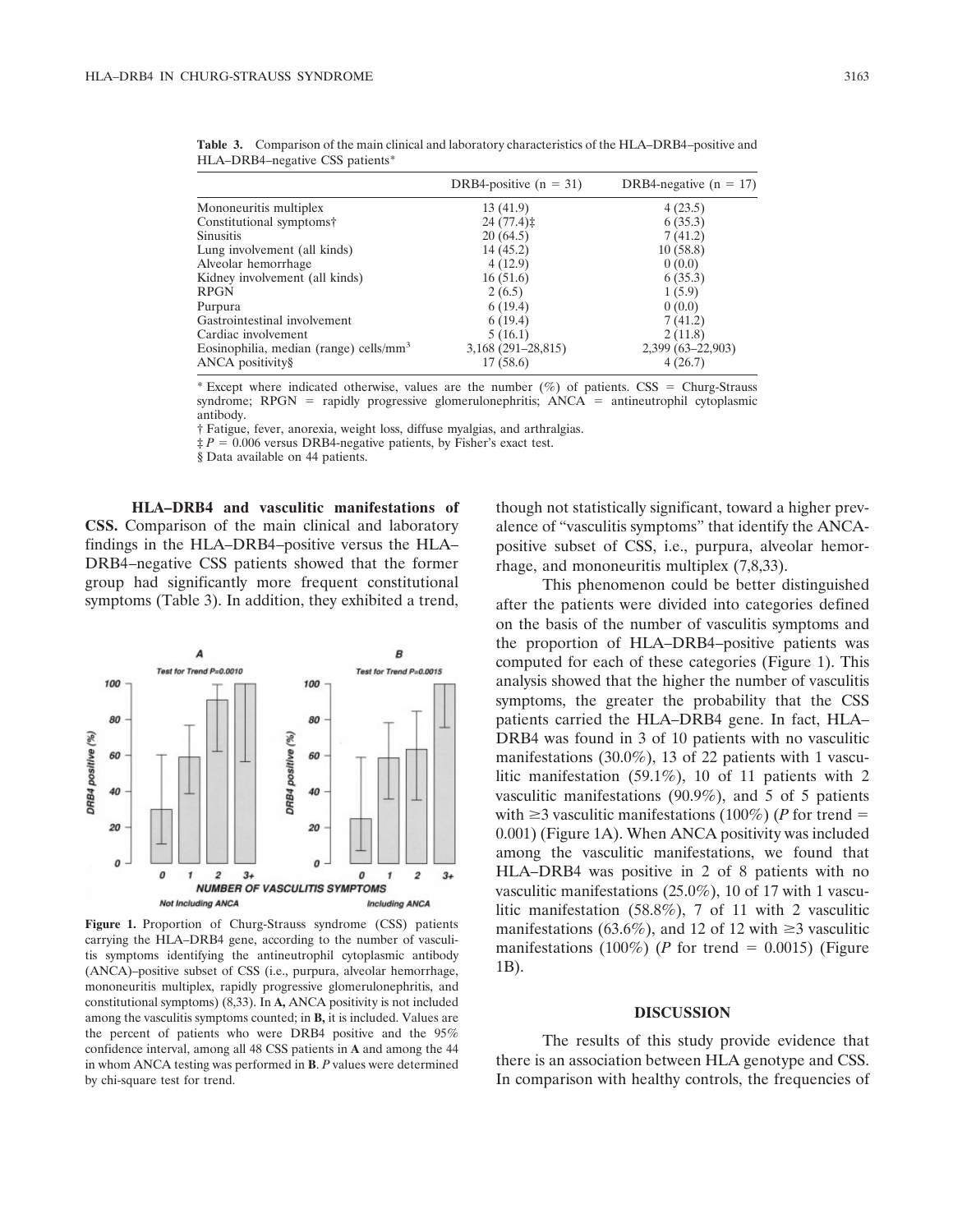**Table 3.** Comparison of the main clinical and laboratory characteristics of the HLA–DRB4–positive and HLA–DRB4–negative CSS patients*

| | DRB4-positive (n = 31) | DRB4-negative (n = 17) |
|---|---|---|
| Mononeuritis multiplex | 13 (41.9) | 4 (23.5) |
| Constitutional symptoms† | 24 (77.4)‡ | 6 (35.3) |
| Sinusitis | 20 (64.5) | 7 (41.2) |
| Lung involvement (all kinds) | 14 (45.2) | 10 (58.8) |
| Alveolar hemorrhage | 4 (12.9) | 0 (0.0) |
| Kidney involvement (all kinds) | 16 (51.6) | 6 (35.3) |
| RPGN | 2 (6.5) | 1 (5.9) |
| Purpura | 6 (19.4) | 0 (0.0) |
| Gastrointestinal involvement | 6 (19.4) | 7 (41.2) |
| Cardiac involvement | 5 (16.1) | 2 (11.8) |
| Eosinophilia, median (range) cells/mm$^3$ | 3,168 (291–28,815) | 2,399 (63–22,903) |
| ANCA positivity§ | 17 (58.6) | 4 (26.7) |

* Except where indicated otherwise, values are the number (%) of patients. CSS = Churg-Strauss syndrome; RPGN = rapidly progressive glomerulonephritis; ANCA = antineutrophil cytoplasmic antibody.

† Fatigue, fever, anorexia, weight loss, diffuse myalgias, and arthralgias.

‡ $P = 0.006$ versus DRB4-negative patients, by Fisher's exact test.

§ Data available on 44 patients.

**HLA–DRB4 and vasculitic manifestations of CSS.** Comparison of the main clinical and laboratory findings in the HLA–DRB4–positive versus the HLA–DRB4–negative CSS patients showed that the former group had significantly more frequent constitutional symptoms (Table 3). In addition, they exhibited a trend, though not statistically significant, toward a higher prevalence of "vasculitis symptoms" that identify the ANCA-positive subset of CSS, i.e., purpura, alveolar hemorrhage, and mononeuritis multiplex (7,8,33).

This phenomenon could be better distinguished after the patients were divided into categories defined on the basis of the number of vasculitis symptoms and the proportion of HLA–DRB4–positive patients was computed for each of these categories (Figure 1). This analysis showed that the higher the number of vasculitis symptoms, the greater the probability that the CSS patients carried the HLA–DRB4 gene. In fact, HLA–DRB4 was found in 3 of 10 patients with no vasculitic manifestations (30.0%), 13 of 22 patients with 1 vasculitic manifestation (59.1%), 10 of 11 patients with 2 vasculitic manifestations (90.9%), and 5 of 5 patients with ≥3 vasculitic manifestations (100%) (*P* for trend = 0.001) (Figure 1A). When ANCA positivity was included among the vasculitic manifestations, we found that HLA–DRB4 was positive in 2 of 8 patients with no vasculitic manifestations (25.0%), 10 of 17 with 1 vasculitic manifestation (58.8%), 7 of 11 with 2 vasculitic manifestations (63.6%), and 12 of 12 with ≥3 vasculitic manifestations (100%) (*P* for trend = 0.0015) (Figure 1B).

**Figure 1.** Proportion of Churg-Strauss syndrome (CSS) patients carrying the HLA–DRB4 gene, according to the number of vasculitis symptoms identifying the antineutrophil cytoplasmic antibody (ANCA)–positive subset of CSS (i.e., purpura, alveolar hemorrhage, mononeuritis multiplex, rapidly progressive glomerulonephritis, and constitutional symptoms) (8,33). In **A,** ANCA positivity is not included among the vasculitis symptoms counted; in **B,** it is included. Values are the percent of patients who were DRB4 positive and the 95% confidence interval, among all 48 CSS patients in **A** and among the 44 in whom ANCA testing was performed in **B**. *P* values were determined by chi-square test for trend.

## DISCUSSION

The results of this study provide evidence that there is an association between HLA genotype and CSS. In comparison with healthy controls, the frequencies of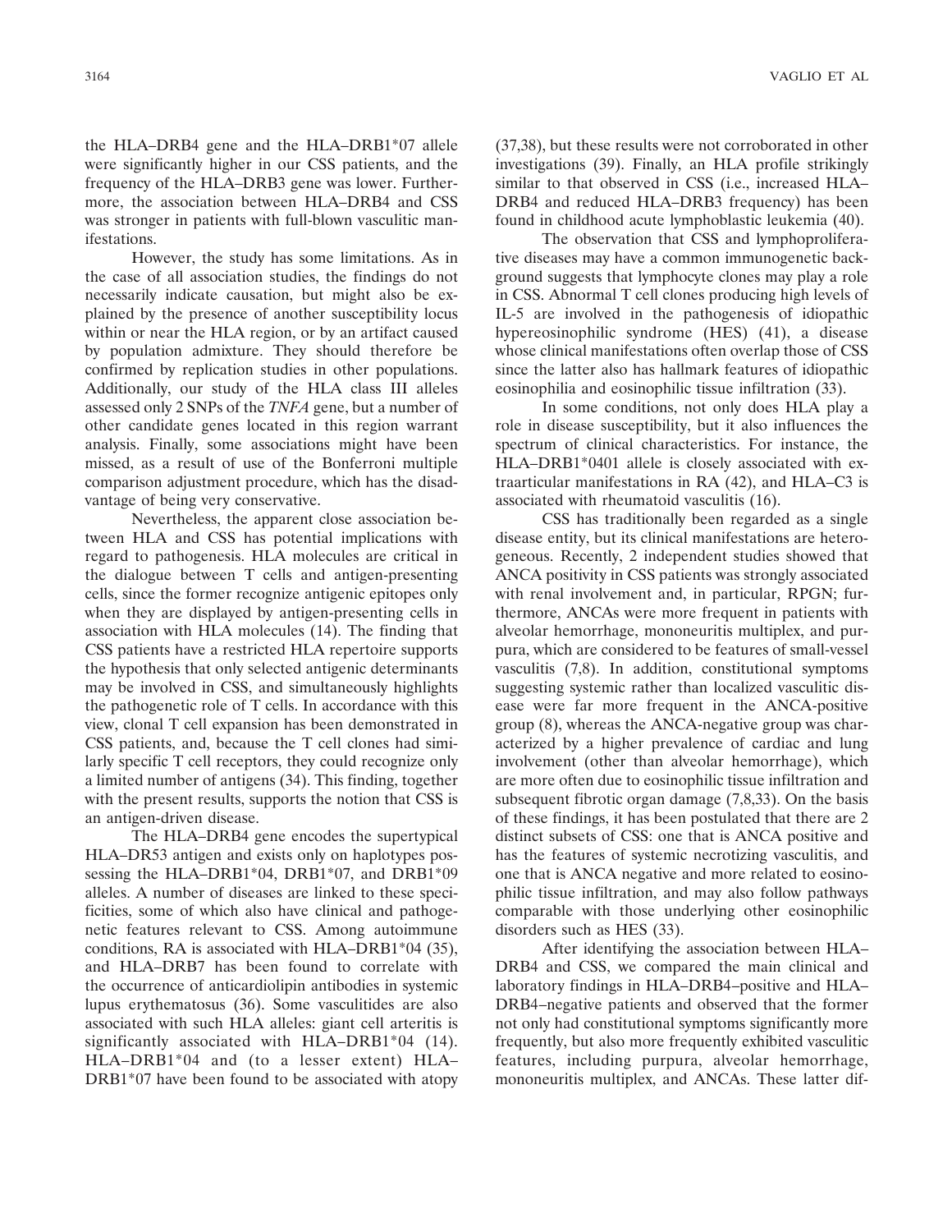the HLA–DRB4 gene and the HLA–DRB1*07 allele were significantly higher in our CSS patients, and the frequency of the HLA–DRB3 gene was lower. Furthermore, the association between HLA–DRB4 and CSS was stronger in patients with full-blown vasculitic manifestations.

However, the study has some limitations. As in the case of all association studies, the findings do not necessarily indicate causation, but might also be explained by the presence of another susceptibility locus within or near the HLA region, or by an artifact caused by population admixture. They should therefore be confirmed by replication studies in other populations. Additionally, our study of the HLA class III alleles assessed only 2 SNPs of the *TNFA* gene, but a number of other candidate genes located in this region warrant analysis. Finally, some associations might have been missed, as a result of use of the Bonferroni multiple comparison adjustment procedure, which has the disadvantage of being very conservative.

Nevertheless, the apparent close association between HLA and CSS has potential implications with regard to pathogenesis. HLA molecules are critical in the dialogue between T cells and antigen-presenting cells, since the former recognize antigenic epitopes only when they are displayed by antigen-presenting cells in association with HLA molecules (14). The finding that CSS patients have a restricted HLA repertoire supports the hypothesis that only selected antigenic determinants may be involved in CSS, and simultaneously highlights the pathogenetic role of T cells. In accordance with this view, clonal T cell expansion has been demonstrated in CSS patients, and, because the T cell clones had similarly specific T cell receptors, they could recognize only a limited number of antigens (34). This finding, together with the present results, supports the notion that CSS is an antigen-driven disease.

The HLA–DRB4 gene encodes the supertypical HLA–DR53 antigen and exists only on haplotypes possessing the HLA–DRB1*04, DRB1*07, and DRB1*09 alleles. A number of diseases are linked to these specificities, some of which also have clinical and pathogenetic features relevant to CSS. Among autoimmune conditions, RA is associated with HLA–DRB1*04 (35), and HLA–DRB7 has been found to correlate with the occurrence of anticardiolipin antibodies in systemic lupus erythematosus (36). Some vasculitides are also associated with such HLA alleles: giant cell arteritis is significantly associated with HLA–DRB1*04 (14). HLA–DRB1*04 and (to a lesser extent) HLA–DRB1*07 have been found to be associated with atopy (37,38), but these results were not corroborated in other investigations (39). Finally, an HLA profile strikingly similar to that observed in CSS (i.e., increased HLA–DRB4 and reduced HLA–DRB3 frequency) has been found in childhood acute lymphoblastic leukemia (40).

The observation that CSS and lymphoproliferative diseases may have a common immunogenetic background suggests that lymphocyte clones may play a role in CSS. Abnormal T cell clones producing high levels of IL-5 are involved in the pathogenesis of idiopathic hypereosinophilic syndrome (HES) (41), a disease whose clinical manifestations often overlap those of CSS since the latter also has hallmark features of idiopathic eosinophilia and eosinophilic tissue infiltration (33).

In some conditions, not only does HLA play a role in disease susceptibility, but it also influences the spectrum of clinical characteristics. For instance, the HLA–DRB1*0401 allele is closely associated with extraarticular manifestations in RA (42), and HLA–C3 is associated with rheumatoid vasculitis (16).

CSS has traditionally been regarded as a single disease entity, but its clinical manifestations are heterogeneous. Recently, 2 independent studies showed that ANCA positivity in CSS patients was strongly associated with renal involvement and, in particular, RPGN; furthermore, ANCAs were more frequent in patients with alveolar hemorrhage, mononeuritis multiplex, and purpura, which are considered to be features of small-vessel vasculitis (7,8). In addition, constitutional symptoms suggesting systemic rather than localized vasculitic disease were far more frequent in the ANCA-positive group (8), whereas the ANCA-negative group was characterized by a higher prevalence of cardiac and lung involvement (other than alveolar hemorrhage), which are more often due to eosinophilic tissue infiltration and subsequent fibrotic organ damage (7,8,33). On the basis of these findings, it has been postulated that there are 2 distinct subsets of CSS: one that is ANCA positive and has the features of systemic necrotizing vasculitis, and one that is ANCA negative and more related to eosinophilic tissue infiltration, and may also follow pathways comparable with those underlying other eosinophilic disorders such as HES (33).

After identifying the association between HLA–DRB4 and CSS, we compared the main clinical and laboratory findings in HLA–DRB4–positive and HLA–DRB4–negative patients and observed that the former not only had constitutional symptoms significantly more frequently, but also more frequently exhibited vasculitic features, including purpura, alveolar hemorrhage, mononeuritis multiplex, and ANCAs. These latter dif-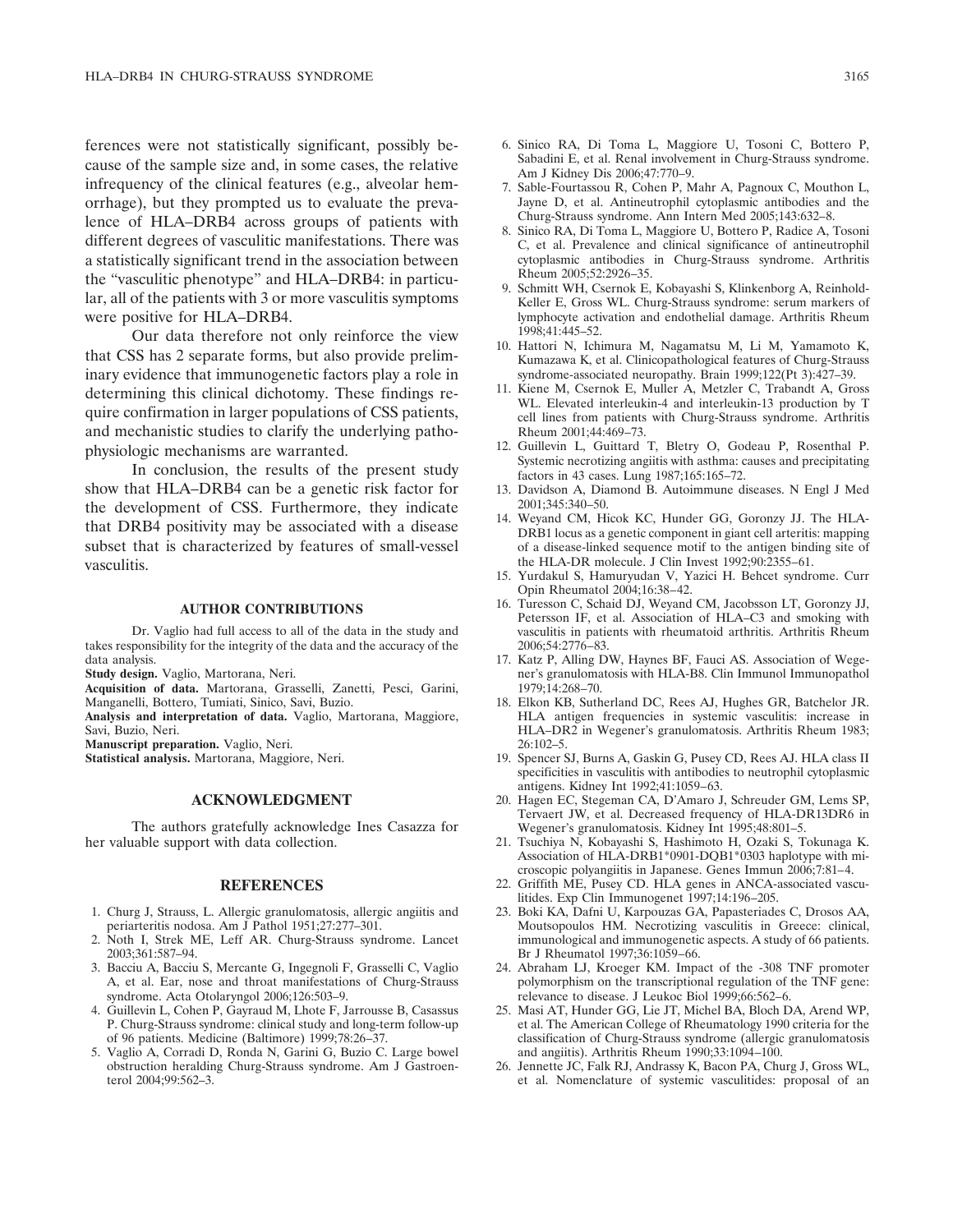ferences were not statistically significant, possibly because of the sample size and, in some cases, the relative infrequency of the clinical features (e.g., alveolar hemorrhage), but they prompted us to evaluate the prevalence of HLA–DRB4 across groups of patients with different degrees of vasculitic manifestations. There was a statistically significant trend in the association between the "vasculitic phenotype" and HLA–DRB4: in particular, all of the patients with 3 or more vasculitis symptoms were positive for HLA–DRB4.

Our data therefore not only reinforce the view that CSS has 2 separate forms, but also provide preliminary evidence that immunogenetic factors play a role in determining this clinical dichotomy. These findings require confirmation in larger populations of CSS patients, and mechanistic studies to clarify the underlying pathophysiologic mechanisms are warranted.

In conclusion, the results of the present study show that HLA–DRB4 can be a genetic risk factor for the development of CSS. Furthermore, they indicate that DRB4 positivity may be associated with a disease subset that is characterized by features of small-vessel vasculitis.

## AUTHOR CONTRIBUTIONS

Dr. Vaglio had full access to all of the data in the study and takes responsibility for the integrity of the data and the accuracy of the data analysis.

**Study design.** Vaglio, Martorana, Neri.

**Acquisition of data.** Martorana, Grasselli, Zanetti, Pesci, Garini, Manganelli, Bottero, Tumiati, Sinico, Savi, Buzio.

**Analysis and interpretation of data.** Vaglio, Martorana, Maggiore, Savi, Buzio, Neri.

**Manuscript preparation.** Vaglio, Neri.

**Statistical analysis.** Martorana, Maggiore, Neri.

## ACKNOWLEDGMENT

The authors gratefully acknowledge Ines Casazza for her valuable support with data collection.

## REFERENCES

1. Churg J, Strauss, L. Allergic granulomatosis, allergic angiitis and periarteritis nodosa. Am J Pathol 1951;27:277–301.
2. Noth I, Strek ME, Leff AR. Churg-Strauss syndrome. Lancet 2003;361:587–94.
3. Bacciu A, Bacciu S, Mercante G, Ingegnoli F, Grasselli C, Vaglio A, et al. Ear, nose and throat manifestations of Churg-Strauss syndrome. Acta Otolaryngol 2006;126:503–9.
4. Guillevin L, Cohen P, Gayraud M, Lhote F, Jarrousse B, Casassus P. Churg-Strauss syndrome: clinical study and long-term follow-up of 96 patients. Medicine (Baltimore) 1999;78:26–37.
5. Vaglio A, Corradi D, Ronda N, Garini G, Buzio C. Large bowel obstruction heralding Churg-Strauss syndrome. Am J Gastroenterol 2004;99:562–3.
6. Sinico RA, Di Toma L, Maggiore U, Tosoni C, Bottero P, Sabadini E, et al. Renal involvement in Churg-Strauss syndrome. Am J Kidney Dis 2006;47:770–9.
7. Sable-Fourtassou R, Cohen P, Mahr A, Pagnoux C, Mouthon L, Jayne D, et al. Antineutrophil cytoplasmic antibodies and the Churg-Strauss syndrome. Ann Intern Med 2005;143:632–8.
8. Sinico RA, Di Toma L, Maggiore U, Bottero P, Radice A, Tosoni C, et al. Prevalence and clinical significance of antineutrophil cytoplasmic antibodies in Churg-Strauss syndrome. Arthritis Rheum 2005;52:2926–35.
9. Schmitt WH, Csernok E, Kobayashi S, Klinkenborg A, Reinhold-Keller E, Gross WL. Churg-Strauss syndrome: serum markers of lymphocyte activation and endothelial damage. Arthritis Rheum 1998;41:445–52.
10. Hattori N, Ichimura M, Nagamatsu M, Li M, Yamamoto K, Kumazawa K, et al. Clinicopathological features of Churg-Strauss syndrome-associated neuropathy. Brain 1999;122(Pt 3):427–39.
11. Kiene M, Csernok E, Muller A, Metzler C, Trabandt A, Gross WL. Elevated interleukin-4 and interleukin-13 production by T cell lines from patients with Churg-Strauss syndrome. Arthritis Rheum 2001;44:469–73.
12. Guillevin L, Guittard T, Bletry O, Godeau P, Rosenthal P. Systemic necrotizing angiitis with asthma: causes and precipitating factors in 43 cases. Lung 1987;165:165–72.
13. Davidson A, Diamond B. Autoimmune diseases. N Engl J Med 2001;345:340–50.
14. Weyand CM, Hicok KC, Hunder GG, Goronzy JJ. The HLA-DRB1 locus as a genetic component in giant cell arteritis: mapping of a disease-linked sequence motif to the antigen binding site of the HLA-DR molecule. J Clin Invest 1992;90:2355–61.
15. Yurdakul S, Hamuryudan V, Yazici H. Behcet syndrome. Curr Opin Rheumatol 2004;16:38–42.
16. Turesson C, Schaid DJ, Weyand CM, Jacobsson LT, Goronzy JJ, Petersson IF, et al. Association of HLA–C3 and smoking with vasculitis in patients with rheumatoid arthritis. Arthritis Rheum 2006;54:2776–83.
17. Katz P, Alling DW, Haynes BF, Fauci AS. Association of Wegener's granulomatosis with HLA-B8. Clin Immunol Immunopathol 1979;14:268–70.
18. Elkon KB, Sutherland DC, Rees AJ, Hughes GR, Batchelor JR. HLA antigen frequencies in systemic vasculitis: increase in HLA–DR2 in Wegener's granulomatosis. Arthritis Rheum 1983; 26:102–5.
19. Spencer SJ, Burns A, Gaskin G, Pusey CD, Rees AJ. HLA class II specificities in vasculitis with antibodies to neutrophil cytoplasmic antigens. Kidney Int 1992;41:1059–63.
20. Hagen EC, Stegeman CA, D'Amaro J, Schreuder GM, Lems SP, Tervaert JW, et al. Decreased frequency of HLA-DR13DR6 in Wegener's granulomatosis. Kidney Int 1995;48:801–5.
21. Tsuchiya N, Kobayashi S, Hashimoto H, Ozaki S, Tokunaga K. Association of HLA-DRB1\*0901-DQB1\*0303 haplotype with microscopic polyangiitis in Japanese. Genes Immun 2006;7:81–4.
22. Griffith ME, Pusey CD. HLA genes in ANCA-associated vasculitides. Exp Clin Immunogenet 1997;14:196–205.
23. Boki KA, Dafni U, Karpouzas GA, Papasteriades C, Drosos AA, Moutsopoulos HM. Necrotizing vasculitis in Greece: clinical, immunological and immunogenetic aspects. A study of 66 patients. Br J Rheumatol 1997;36:1059–66.
24. Abraham LJ, Kroeger KM. Impact of the -308 TNF promoter polymorphism on the transcriptional regulation of the TNF gene: relevance to disease. J Leukoc Biol 1999;66:562–6.
25. Masi AT, Hunder GG, Lie JT, Michel BA, Bloch DA, Arend WP, et al. The American College of Rheumatology 1990 criteria for the classification of Churg-Strauss syndrome (allergic granulomatosis and angiitis). Arthritis Rheum 1990;33:1094–100.
26. Jennette JC, Falk RJ, Andrassy K, Bacon PA, Churg J, Gross WL, et al. Nomenclature of systemic vasculitides: proposal of an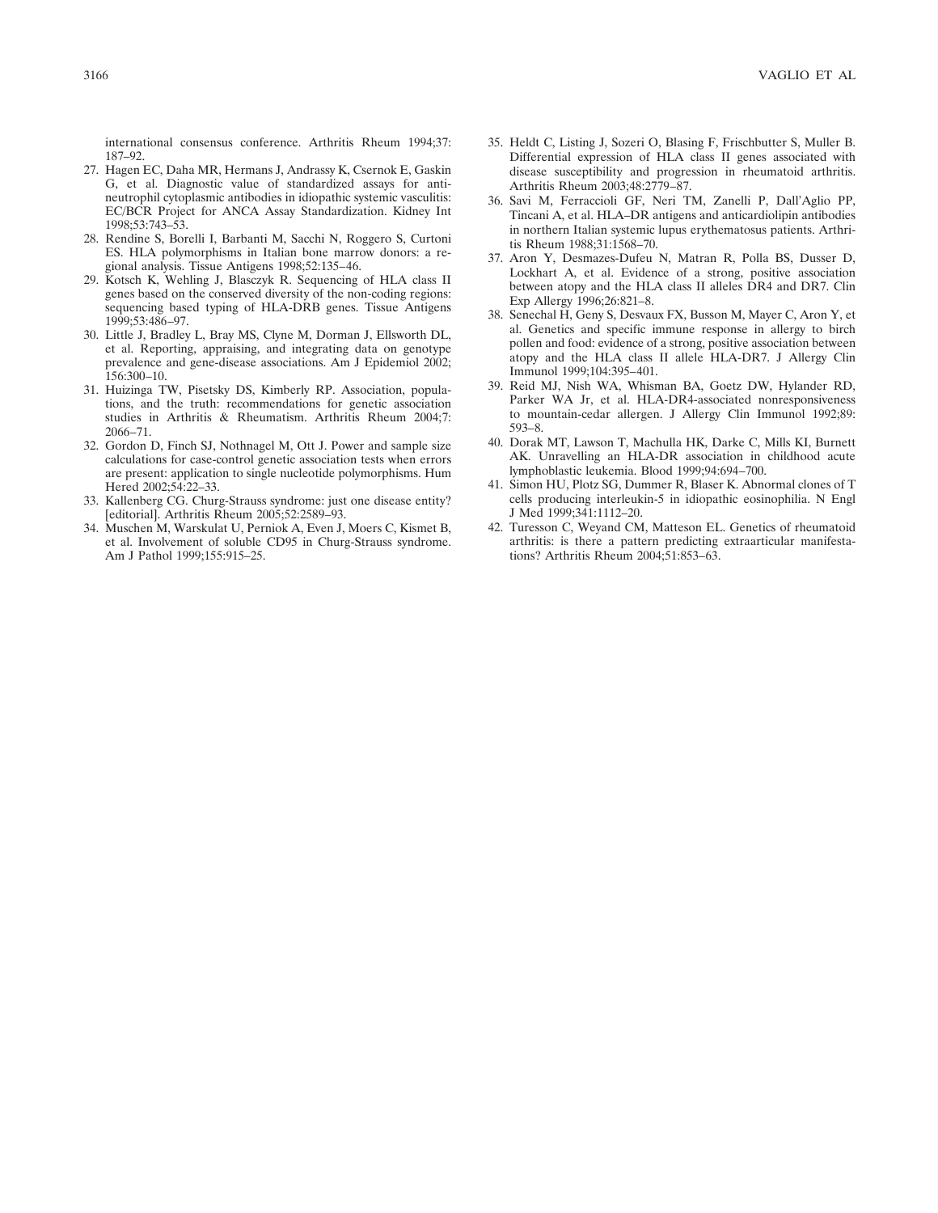international consensus conference. Arthritis Rheum 1994;37: 187–92.

27. Hagen EC, Daha MR, Hermans J, Andrassy K, Csernok E, Gaskin G, et al. Diagnostic value of standardized assays for anti-neutrophil cytoplasmic antibodies in idiopathic systemic vasculitis: EC/BCR Project for ANCA Assay Standardization. Kidney Int 1998;53:743–53.
28. Rendine S, Borelli I, Barbanti M, Sacchi N, Roggero S, Curtoni ES. HLA polymorphisms in Italian bone marrow donors: a regional analysis. Tissue Antigens 1998;52:135–46.
29. Kotsch K, Wehling J, Blasczyk R. Sequencing of HLA class II genes based on the conserved diversity of the non-coding regions: sequencing based typing of HLA-DRB genes. Tissue Antigens 1999;53:486–97.
30. Little J, Bradley L, Bray MS, Clyne M, Dorman J, Ellsworth DL, et al. Reporting, appraising, and integrating data on genotype prevalence and gene-disease associations. Am J Epidemiol 2002; 156:300–10.
31. Huizinga TW, Pisetsky DS, Kimberly RP. Association, populations, and the truth: recommendations for genetic association studies in Arthritis & Rheumatism. Arthritis Rheum 2004;7: 2066–71.
32. Gordon D, Finch SJ, Nothnagel M, Ott J. Power and sample size calculations for case-control genetic association tests when errors are present: application to single nucleotide polymorphisms. Hum Hered 2002;54:22–33.
33. Kallenberg CG. Churg-Strauss syndrome: just one disease entity? [editorial]. Arthritis Rheum 2005;52:2589–93.
34. Muschen M, Warskulat U, Perniok A, Even J, Moers C, Kismet B, et al. Involvement of soluble CD95 in Churg-Strauss syndrome. Am J Pathol 1999;155:915–25.
35. Heldt C, Listing J, Sozeri O, Blasing F, Frischbutter S, Muller B. Differential expression of HLA class II genes associated with disease susceptibility and progression in rheumatoid arthritis. Arthritis Rheum 2003;48:2779–87.
36. Savi M, Ferraccioli GF, Neri TM, Zanelli P, Dall'Aglio PP, Tincani A, et al. HLA–DR antigens and anticardiolipin antibodies in northern Italian systemic lupus erythematosus patients. Arthritis Rheum 1988;31:1568–70.
37. Aron Y, Desmazes-Dufeu N, Matran R, Polla BS, Dusser D, Lockhart A, et al. Evidence of a strong, positive association between atopy and the HLA class II alleles DR4 and DR7. Clin Exp Allergy 1996;26:821–8.
38. Senechal H, Geny S, Desvaux FX, Busson M, Mayer C, Aron Y, et al. Genetics and specific immune response in allergy to birch pollen and food: evidence of a strong, positive association between atopy and the HLA class II allele HLA-DR7. J Allergy Clin Immunol 1999;104:395–401.
39. Reid MJ, Nish WA, Whisman BA, Goetz DW, Hylander RD, Parker WA Jr, et al. HLA-DR4-associated nonresponsiveness to mountain-cedar allergen. J Allergy Clin Immunol 1992;89: 593–8.
40. Dorak MT, Lawson T, Machulla HK, Darke C, Mills KI, Burnett AK. Unravelling an HLA-DR association in childhood acute lymphoblastic leukemia. Blood 1999;94:694–700.
41. Simon HU, Plotz SG, Dummer R, Blaser K. Abnormal clones of T cells producing interleukin-5 in idiopathic eosinophilia. N Engl J Med 1999;341:1112–20.
42. Turesson C, Weyand CM, Matteson EL. Genetics of rheumatoid arthritis: is there a pattern predicting extraarticular manifestations? Arthritis Rheum 2004;51:853–63.